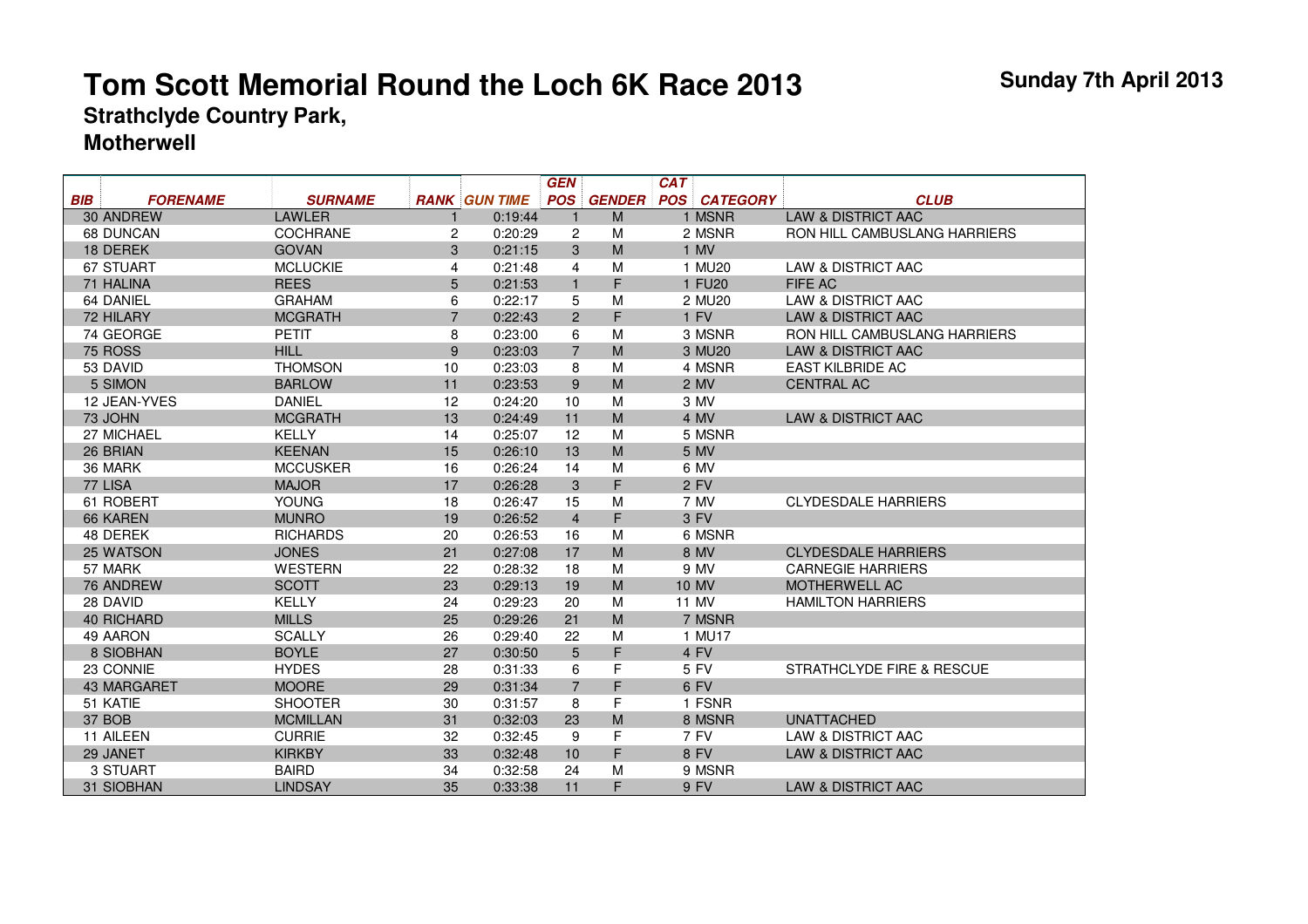# Tom Scott Memorial Round the Loch 6K Race 2013

**Sunday 7th April 2013**

## Strathclyde Country Park, Motherwell

| BIB | FORENAME | SURNAME | RANK | GUN TIME | GEN POS | GENDER | CAT POS | CATEGORY | CLUB |
|---|---|---|---|---|---|---|---|---|---|
| 30 | ANDREW | LAWLER | 1 | 0:19:44 | 1 | M | 1 | MSNR | LAW & DISTRICT AAC |
| 68 | DUNCAN | COCHRANE | 2 | 0:20:29 | 2 | M | 2 | MSNR | RON HILL CAMBUSLANG HARRIERS |
| 18 | DEREK | GOVAN | 3 | 0:21:15 | 3 | M | 1 | MV | |
| 67 | STUART | MCLUCKIE | 4 | 0:21:48 | 4 | M | 1 | MU20 | LAW & DISTRICT AAC |
| 71 | HALINA | REES | 5 | 0:21:53 | 1 | F | 1 | FU20 | FIFE AC |
| 64 | DANIEL | GRAHAM | 6 | 0:22:17 | 5 | M | 2 | MU20 | LAW & DISTRICT AAC |
| 72 | HILARY | MCGRATH | 7 | 0:22:43 | 2 | F | 1 | FV | LAW & DISTRICT AAC |
| 74 | GEORGE | PETIT | 8 | 0:23:00 | 6 | M | 3 | MSNR | RON HILL CAMBUSLANG HARRIERS |
| 75 | ROSS | HILL | 9 | 0:23:03 | 7 | M | 3 | MU20 | LAW & DISTRICT AAC |
| 53 | DAVID | THOMSON | 10 | 0:23:03 | 8 | M | 4 | MSNR | EAST KILBRIDE AC |
| 5 | SIMON | BARLOW | 11 | 0:23:53 | 9 | M | 2 | MV | CENTRAL AC |
| 12 | JEAN-YVES | DANIEL | 12 | 0:24:20 | 10 | M | 3 | MV | |
| 73 | JOHN | MCGRATH | 13 | 0:24:49 | 11 | M | 4 | MV | LAW & DISTRICT AAC |
| 27 | MICHAEL | KELLY | 14 | 0:25:07 | 12 | M | 5 | MSNR | |
| 26 | BRIAN | KEENAN | 15 | 0:26:10 | 13 | M | 5 | MV | |
| 36 | MARK | MCCUSKER | 16 | 0:26:24 | 14 | M | 6 | MV | |
| 77 | LISA | MAJOR | 17 | 0:26:28 | 3 | F | 2 | FV | |
| 61 | ROBERT | YOUNG | 18 | 0:26:47 | 15 | M | 7 | MV | CLYDESDALE HARRIERS |
| 66 | KAREN | MUNRO | 19 | 0:26:52 | 4 | F | 3 | FV | |
| 48 | DEREK | RICHARDS | 20 | 0:26:53 | 16 | M | 6 | MSNR | |
| 25 | WATSON | JONES | 21 | 0:27:08 | 17 | M | 8 | MV | CLYDESDALE HARRIERS |
| 57 | MARK | WESTERN | 22 | 0:28:32 | 18 | M | 9 | MV | CARNEGIE HARRIERS |
| 76 | ANDREW | SCOTT | 23 | 0:29:13 | 19 | M | 10 | MV | MOTHERWELL AC |
| 28 | DAVID | KELLY | 24 | 0:29:23 | 20 | M | 11 | MV | HAMILTON HARRIERS |
| 40 | RICHARD | MILLS | 25 | 0:29:26 | 21 | M | 7 | MSNR | |
| 49 | AARON | SCALLY | 26 | 0:29:40 | 22 | M | 1 | MU17 | |
| 8 | SIOBHAN | BOYLE | 27 | 0:30:50 | 5 | F | 4 | FV | |
| 23 | CONNIE | HYDES | 28 | 0:31:33 | 6 | F | 5 | FV | STRATHCLYDE FIRE & RESCUE |
| 43 | MARGARET | MOORE | 29 | 0:31:34 | 7 | F | 6 | FV | |
| 51 | KATIE | SHOOTER | 30 | 0:31:57 | 8 | F | 1 | FSNR | |
| 37 | BOB | MCMILLAN | 31 | 0:32:03 | 23 | M | 8 | MSNR | UNATTACHED |
| 11 | AILEEN | CURRIE | 32 | 0:32:45 | 9 | F | 7 | FV | LAW & DISTRICT AAC |
| 29 | JANET | KIRKBY | 33 | 0:32:48 | 10 | F | 8 | FV | LAW & DISTRICT AAC |
| 3 | STUART | BAIRD | 34 | 0:32:58 | 24 | M | 9 | MSNR | |
| 31 | SIOBHAN | LINDSAY | 35 | 0:33:38 | 11 | F | 9 | FV | LAW & DISTRICT AAC |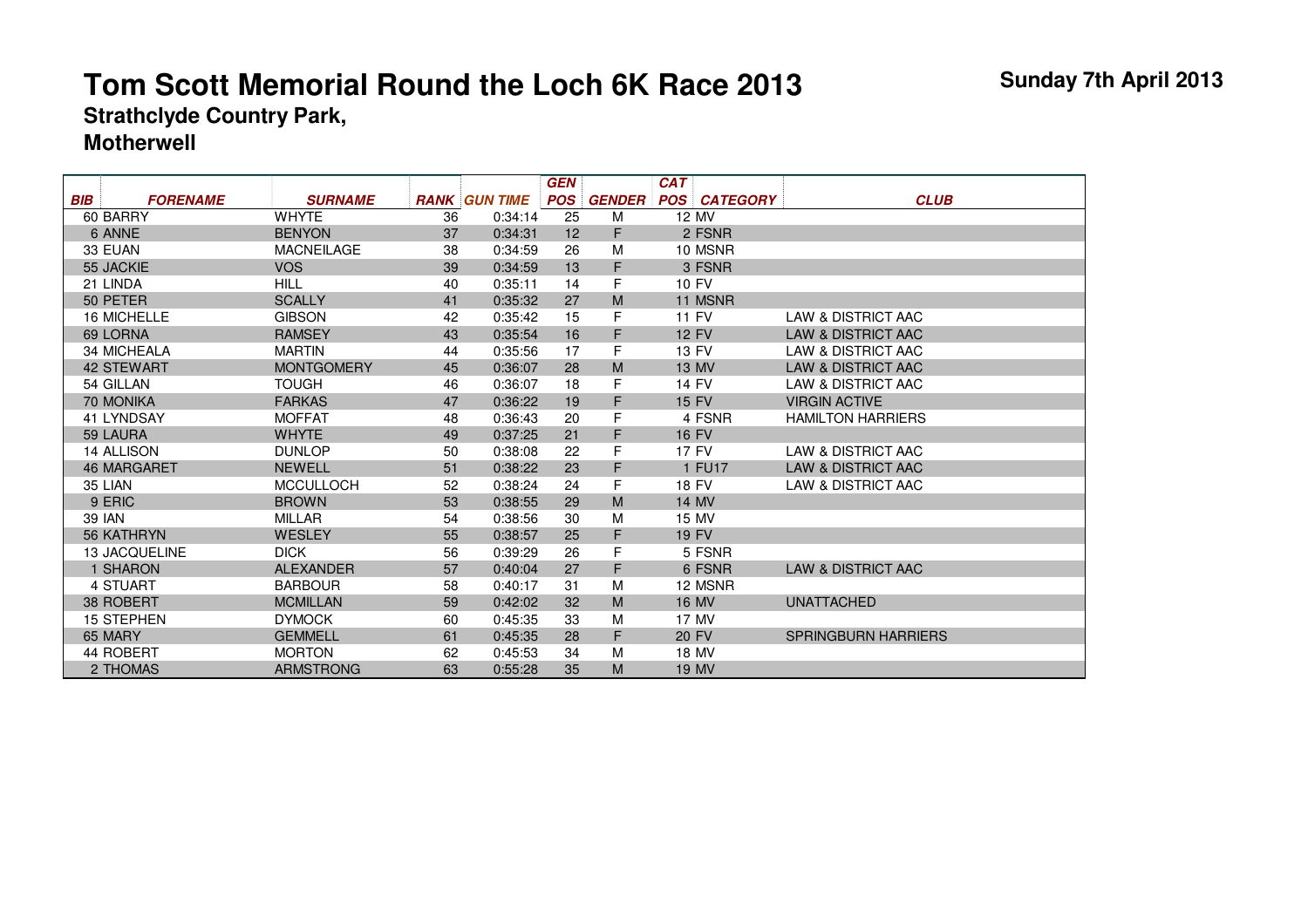# Tom Scott Memorial Round the Loch 6K Race 2013

**Sunday 7th April 2013**

## Strathclyde Country Park, Motherwell

| BIB | FORENAME | SURNAME | RANK | GUN TIME | GEN POS | GENDER | CAT POS | CATEGORY | CLUB |
|---|---|---|---|---|---|---|---|---|---|
| 60 | BARRY | WHYTE | 36 | 0:34:14 | 25 | M | 12 | MV | |
| 6 | ANNE | BENYON | 37 | 0:34:31 | 12 | F | 2 | FSNR | |
| 33 | EUAN | MACNEILAGE | 38 | 0:34:59 | 26 | M | 10 | MSNR | |
| 55 | JACKIE | VOS | 39 | 0:34:59 | 13 | F | 3 | FSNR | |
| 21 | LINDA | HILL | 40 | 0:35:11 | 14 | F | 10 | FV | |
| 50 | PETER | SCALLY | 41 | 0:35:32 | 27 | M | 11 | MSNR | |
| 16 | MICHELLE | GIBSON | 42 | 0:35:42 | 15 | F | 11 | FV | LAW & DISTRICT AAC |
| 69 | LORNA | RAMSEY | 43 | 0:35:54 | 16 | F | 12 | FV | LAW & DISTRICT AAC |
| 34 | MICHEALA | MARTIN | 44 | 0:35:56 | 17 | F | 13 | FV | LAW & DISTRICT AAC |
| 42 | STEWART | MONTGOMERY | 45 | 0:36:07 | 28 | M | 13 | MV | LAW & DISTRICT AAC |
| 54 | GILLAN | TOUGH | 46 | 0:36:07 | 18 | F | 14 | FV | LAW & DISTRICT AAC |
| 70 | MONIKA | FARKAS | 47 | 0:36:22 | 19 | F | 15 | FV | VIRGIN ACTIVE |
| 41 | LYNDSAY | MOFFAT | 48 | 0:36:43 | 20 | F | 4 | FSNR | HAMILTON HARRIERS |
| 59 | LAURA | WHYTE | 49 | 0:37:25 | 21 | F | 16 | FV | |
| 14 | ALLISON | DUNLOP | 50 | 0:38:08 | 22 | F | 17 | FV | LAW & DISTRICT AAC |
| 46 | MARGARET | NEWELL | 51 | 0:38:22 | 23 | F | 1 | FU17 | LAW & DISTRICT AAC |
| 35 | LIAN | MCCULLOCH | 52 | 0:38:24 | 24 | F | 18 | FV | LAW & DISTRICT AAC |
| 9 | ERIC | BROWN | 53 | 0:38:55 | 29 | M | 14 | MV | |
| 39 | IAN | MILLAR | 54 | 0:38:56 | 30 | M | 15 | MV | |
| 56 | KATHRYN | WESLEY | 55 | 0:38:57 | 25 | F | 19 | FV | |
| 13 | JACQUELINE | DICK | 56 | 0:39:29 | 26 | F | 5 | FSNR | |
| 1 | SHARON | ALEXANDER | 57 | 0:40:04 | 27 | F | 6 | FSNR | LAW & DISTRICT AAC |
| 4 | STUART | BARBOUR | 58 | 0:40:17 | 31 | M | 12 | MSNR | |
| 38 | ROBERT | MCMILLAN | 59 | 0:42:02 | 32 | M | 16 | MV | UNATTACHED |
| 15 | STEPHEN | DYMOCK | 60 | 0:45:35 | 33 | M | 17 | MV | |
| 65 | MARY | GEMMELL | 61 | 0:45:35 | 28 | F | 20 | FV | SPRINGBURN HARRIERS |
| 44 | ROBERT | MORTON | 62 | 0:45:53 | 34 | M | 18 | MV | |
| 2 | THOMAS | ARMSTRONG | 63 | 0:55:28 | 35 | M | 19 | MV | |